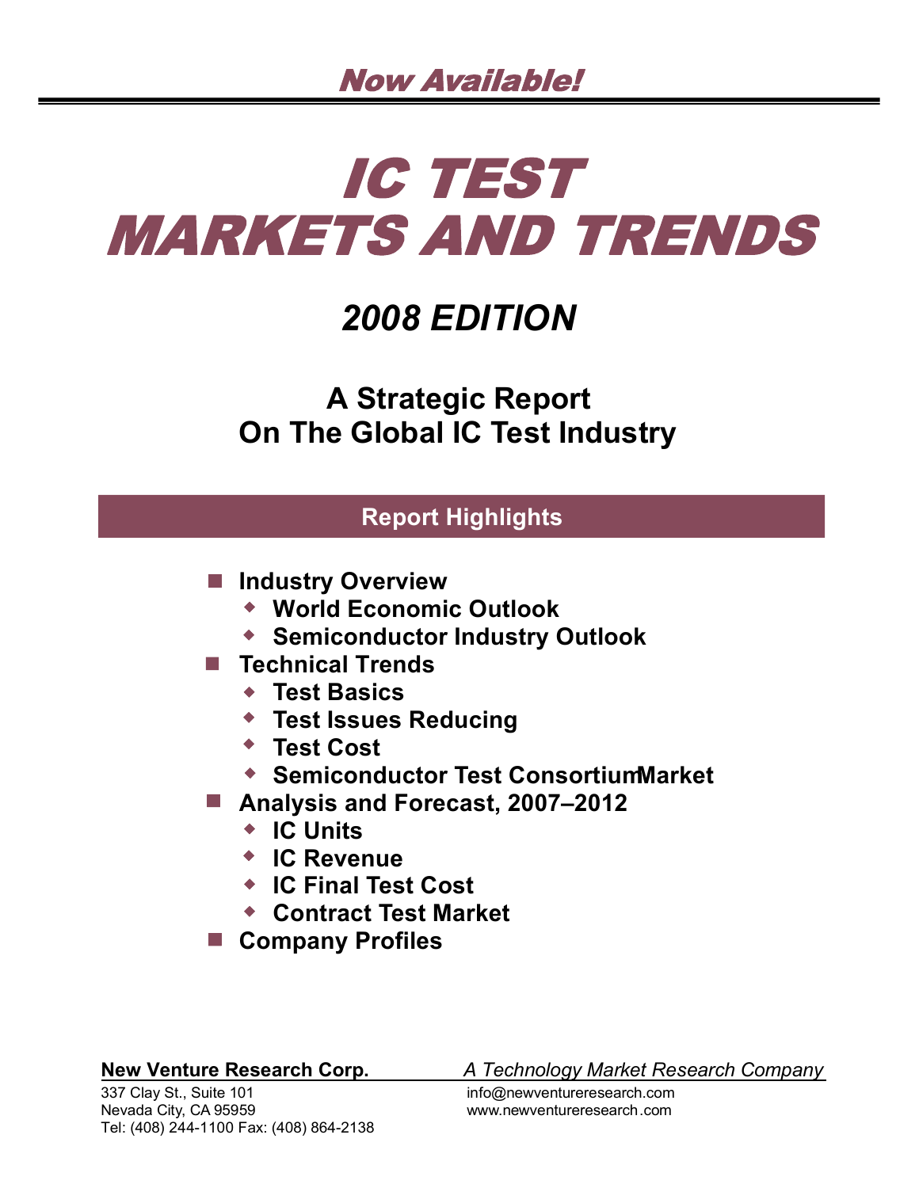*Now Available!*

# IC TEST MARKETS AND TRENDS

## 2008 EDITION

### A Strategic Report On The Global IC Test Industry

**Report Highlights**

- **Industry Overview**
  - **World Economic Outlook**
  - **Semiconductor Industry Outlook**
- **Technical Trends**
  - **Test Basics**
  - **Test Issues Reducing**
  - **Test Cost**
  - **Semiconductor Test ConsortiumMarket**
- **Analysis and Forecast, 2007–2012**
  - **IC Units**
  - **IC Revenue**
  - **IC Final Test Cost**
  - **Contract Test Market**
- **Company Profiles**

**New Venture Research Corp.** *A Technology Market Research Company*

337 Clay St., Suite 101
Nevada City, CA 95959
Tel: (408) 244-1100 Fax: (408) 864-2138

info@newventureresearch.com
www.newventureresearch.com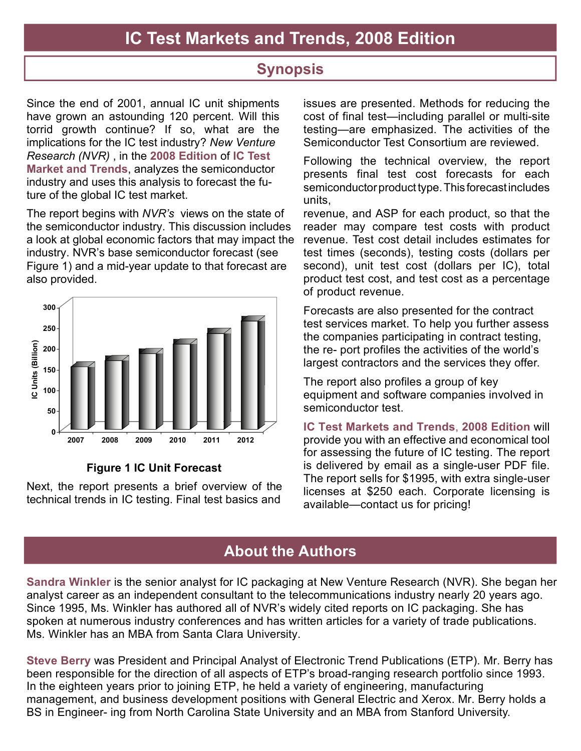# IC Test Markets and Trends, 2008 Edition

## Synopsis

Since the end of 2001, annual IC unit shipments have grown an astounding 120 percent. Will this torrid growth continue? If so, what are the implications for the IC test industry? *New Venture Research (NVR)* , in the **2008 Edition** of **IC Test Market and Trends**, analyzes the semiconductor industry and uses this analysis to forecast the future of the global IC test market.

The report begins with *NVR's* views on the state of the semiconductor industry. This discussion includes a look at global economic factors that may impact the industry. NVR's base semiconductor forecast (see Figure 1) and a mid-year update to that forecast are also provided.

**Figure 1 IC Unit Forecast**

Next, the report presents a brief overview of the technical trends in IC testing. Final test basics and issues are presented. Methods for reducing the cost of final test—including parallel or multi-site testing—are emphasized. The activities of the Semiconductor Test Consortium are reviewed.

Following the technical overview, the report presents final test cost forecasts for each semiconductor product type. This forecast includes units, revenue, and ASP for each product, so that the reader may compare test costs with product revenue. Test cost detail includes estimates for test times (seconds), testing costs (dollars per second), unit test cost (dollars per IC), total product test cost, and test cost as a percentage of product revenue.

Forecasts are also presented for the contract test services market. To help you further assess the companies participating in contract testing, the report profiles the activities of the world's largest contractors and the services they offer.

The report also profiles a group of key equipment and software companies involved in semiconductor test.

**IC Test Markets and Trends**, **2008 Edition** will provide you with an effective and economical tool for assessing the future of IC testing. The report is delivered by email as a single-user PDF file. The report sells for $1995, with extra single-user licenses at $250 each. Corporate licensing is available—contact us for pricing!

## About the Authors

**Sandra Winkler** is the senior analyst for IC packaging at New Venture Research (NVR). She began her analyst career as an independent consultant to the telecommunications industry nearly 20 years ago. Since 1995, Ms. Winkler has authored all of NVR's widely cited reports on IC packaging. She has spoken at numerous industry conferences and has written articles for a variety of trade publications. Ms. Winkler has an MBA from Santa Clara University.

**Steve Berry** was President and Principal Analyst of Electronic Trend Publications (ETP). Mr. Berry has been responsible for the direction of all aspects of ETP's broad-ranging research portfolio since 1993. In the eighteen years prior to joining ETP, he held a variety of engineering, manufacturing management, and business development positions with General Electric and Xerox. Mr. Berry holds a BS in Engineering from North Carolina State University and an MBA from Stanford University.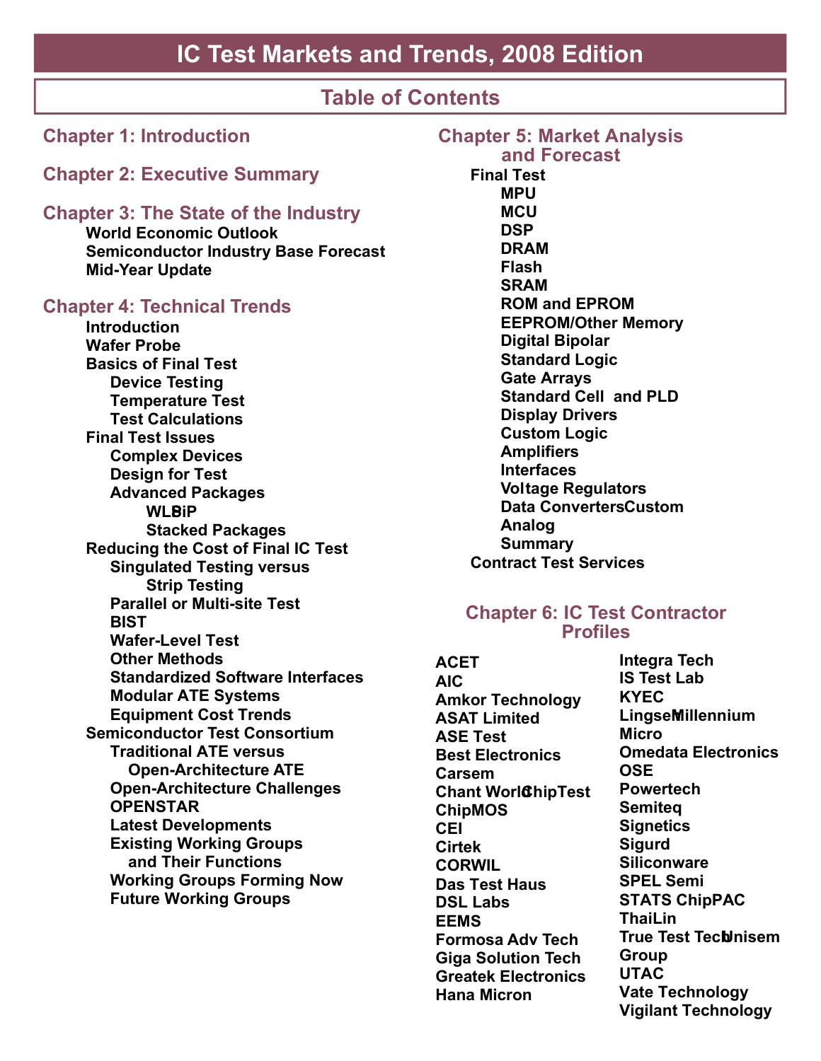# IC Test Markets and Trends, 2008 Edition

## Table of Contents

### Chapter 1: Introduction

### Chapter 2: Executive Summary

### Chapter 3: The State of the Industry

- World Economic Outlook
- Semiconductor Industry Base Forecast
- Mid-Year Update

### Chapter 4: Technical Trends

- Introduction
- Wafer Probe
- Basics of Final Test
  - Device Testing
  - Temperature Test
  - Test Calculations
- Final Test Issues
  - Complex Devices
  - Design for Test
  - Advanced Packages
    - WLP
    - SiP
    - Stacked Packages
- Reducing the Cost of Final IC Test
  - Singulated Testing versus Strip Testing
  - Parallel or Multi-site Test
  - BIST
  - Wafer-Level Test
  - Other Methods
  - Standardized Software Interfaces
  - Modular ATE Systems
  - Equipment Cost Trends
- Semiconductor Test Consortium
  - Traditional ATE versus Open-Architecture ATE
  - Open-Architecture Challenges
  - OPENSTAR
  - Latest Developments
  - Existing Working Groups and Their Functions
  - Working Groups Forming Now
  - Future Working Groups

### Chapter 5: Market Analysis and Forecast

- Final Test
  - MPU
  - MCU
  - DSP
  - DRAM
  - Flash
  - SRAM
  - ROM and EPROM
  - EEPROM/Other Memory
  - Digital Bipolar
  - Standard Logic
  - Gate Arrays
  - Standard Cell and PLD
  - Display Drivers
  - Custom Logic
  - Amplifiers
  - Interfaces
  - Voltage Regulators
  - Data Converters
  - Custom Analog
  - Summary
- Contract Test Services

### Chapter 6: IC Test Contractor Profiles

- ACET
- AIC
- Amkor Technology
- ASAT Limited
- ASE Test
- Best Electronics
- Carsem
- Chant World
- ChipTest
- ChipMOS
- CEI
- Cirtek
- CORWIL
- Das Test Haus
- DSL Labs
- EEMS
- Formosa Adv Tech
- Giga Solution Tech
- Greatek Electronics
- Hana Micron
- Integra Tech
- IS Test Lab
- KYEC
- Lingsen
- Millennium Micro
- Omedata Electronics
- OSE
- Powertech
- Semiteq
- Signetics
- Sigurd
- Siliconware
- SPEL Semi
- STATS ChipPAC
- ThaiLin
- True Test Tech
- Unisem Group
- UTAC
- Vate Technology
- Vigilant Technology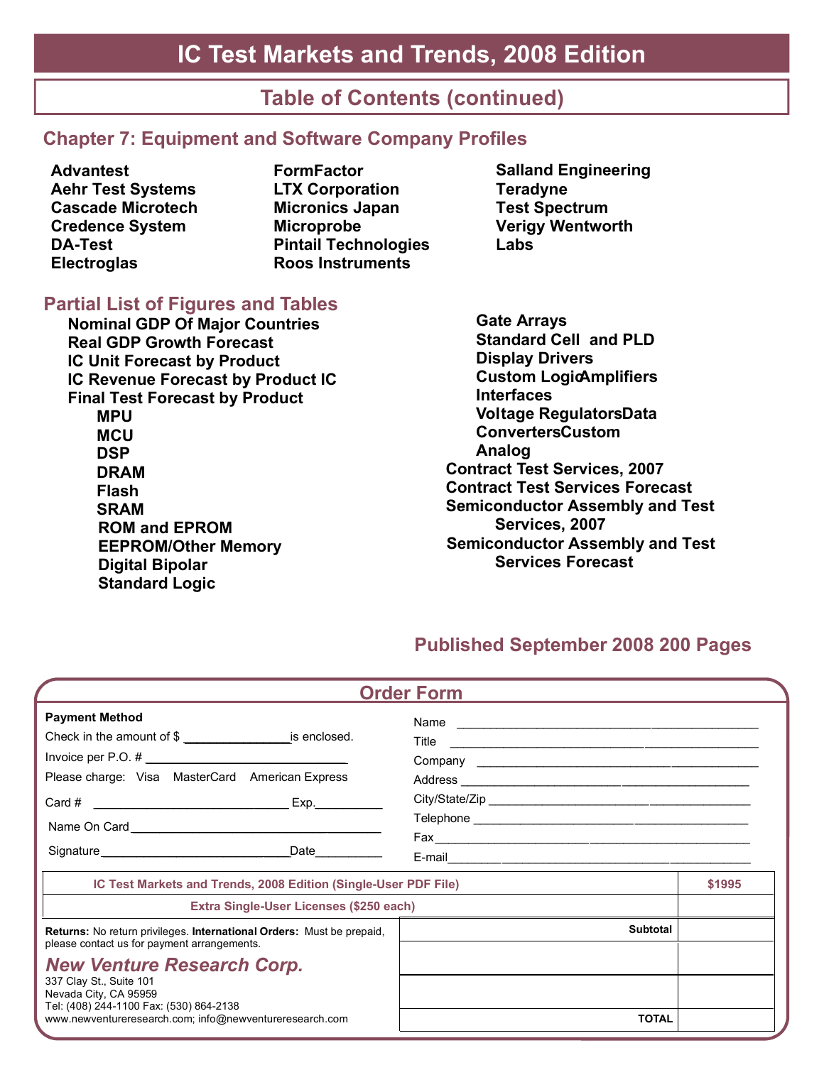# IC Test Markets and Trends, 2008 Edition

## Table of Contents (continued)

### Chapter 7: Equipment and Software Company Profiles

- Advantest
- Aehr Test Systems
- Cascade Microtech
- Credence System
- DA-Test
- Electroglas
- FormFactor
- LTX Corporation
- Micronics Japan
- Microprobe
- Pintail Technologies
- Roos Instruments
- Salland Engineering
- Teradyne
- Test Spectrum
- Verigy Wentworth
- Labs

### Partial List of Figures and Tables

- Nominal GDP Of Major Countries
- Real GDP Growth Forecast
- IC Unit Forecast by Product
- IC Revenue Forecast by Product IC
- Final Test Forecast by Product
  - MPU
  - MCU
  - DSP
  - DRAM
  - Flash
  - SRAM
  - ROM and EPROM
  - EEPROM/Other Memory
  - Digital Bipolar
  - Standard Logic
  - Gate Arrays
  - Standard Cell and PLD
  - Display Drivers
  - Custom LogicAmplifiers
  - Interfaces
  - Voltage RegulatorsData
  - ConvertersCustom
  - Analog
- Contract Test Services, 2007
- Contract Test Services Forecast
- Semiconductor Assembly and Test Services, 2007
- Semiconductor Assembly and Test Services Forecast

**Published September 2008 200 Pages**

## Order Form

**Payment Method**

Check in the amount of $ ________________ is enclosed.

Invoice per P.O. # ______________________________

Please charge: Visa MasterCard American Express

Card # ____________________________ Exp.__________

Name On Card ______________________________________

Signature ___________________________ Date__________

Name ______________________________________________

Title ______________________________________________

Company ___________________________________________

Address ___________________________________________

City/State/Zip ______________________________________

Telephone _________________________________________

Fax _______________________________________________

E-mail ____________________________________________

| | |
|---|---|
| IC Test Markets and Trends, 2008 Edition (Single-User PDF File) | $1995 |
| Extra Single-User Licenses ($250 each) | |
| Subtotal | |
| | |
| | |
| TOTAL | |

**Returns:** No return privileges. **International Orders:** Must be prepaid, please contact us for payment arrangements.

***New Venture Research Corp.***

337 Clay St., Suite 101
Nevada City, CA 95959
Tel: (408) 244-1100 Fax: (530) 864-2138
www.newventureresearch.com; info@newventureresearch.com